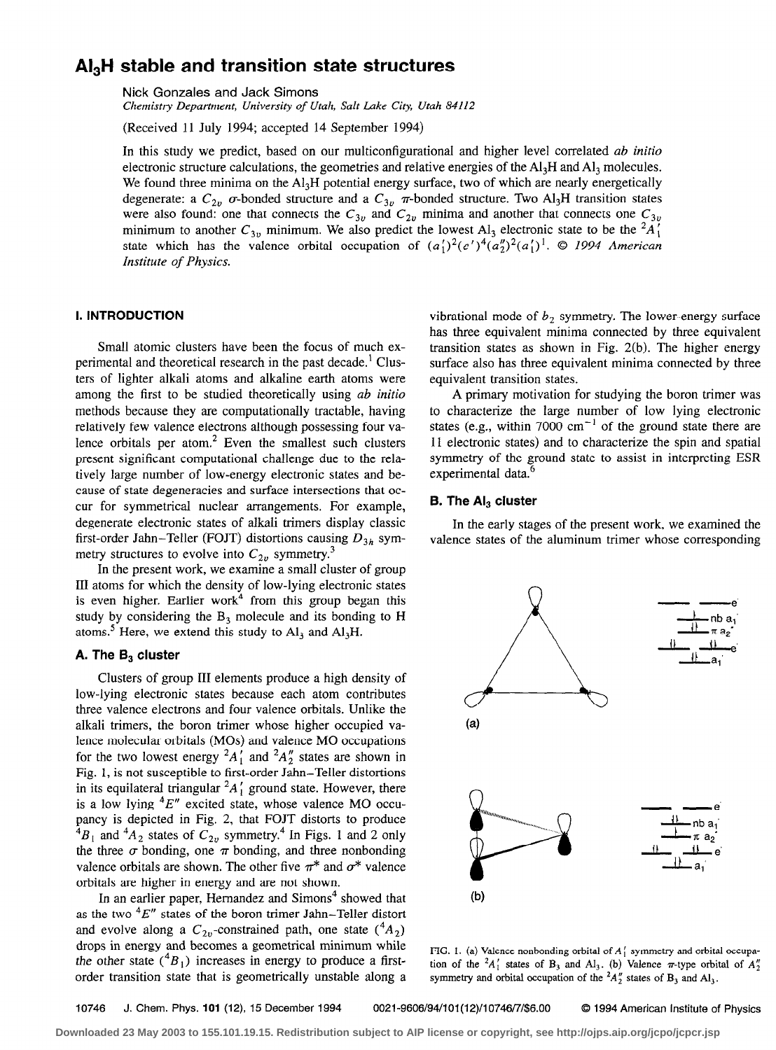# $Al_3H$ stable and transition state structures

Nick Gonzales and Jack Simons
*Chemistry Department, University of Utah, Salt Lake City, Utah 84112*

(Received 11 July 1994; accepted 14 September 1994)

In this study we predict, based on our multiconfigurational and higher level correlated *ab initio* electronic structure calculations, the geometries and relative energies of the $Al_3H$ and $Al_3$ molecules. We found three minima on the $Al_3H$ potential energy surface, two of which are nearly energetically degenerate: a $C_{2v}$ $\sigma$-bonded structure and a $C_{3v}$ $\pi$-bonded structure. Two $Al_3H$ transition states were also found: one that connects the $C_{3v}$ and $C_{2v}$ minima and another that connects one $C_{3v}$ minimum to another $C_{3v}$ minimum. We also predict the lowest $Al_3$ electronic state to be the $^2A_1'$ state which has the valence orbital occupation of $(a_1')^2(e')^4(a_2'')^2(a_1')^1$. © *1994 American Institute of Physics.*

## I. INTRODUCTION

Small atomic clusters have been the focus of much experimental and theoretical research in the past decade.[1] Clusters of lighter alkali atoms and alkaline earth atoms were among the first to be studied theoretically using *ab initio* methods because they are computationally tractable, having relatively few valence electrons although possessing four valence orbitals per atom.[2] Even the smallest such clusters present significant computational challenge due to the relatively large number of low-energy electronic states and because of state degeneracies and surface intersections that occur for symmetrical nuclear arrangements. For example, degenerate electronic states of alkali trimers display classic first-order Jahn–Teller (FOJT) distortions causing $D_{3h}$ symmetry structures to evolve into $C_{2v}$ symmetry.[3]

In the present work, we examine a small cluster of group III atoms for which the density of low-lying electronic states is even higher. Earlier work[4] from this group began this study by considering the $B_3$ molecule and its bonding to H atoms.[5] Here, we extend this study to $Al_3$ and $Al_3H$.

### A. The $B_3$ cluster

Clusters of group III elements produce a high density of low-lying electronic states because each atom contributes three valence electrons and four valence orbitals. Unlike the alkali trimers, the boron trimer whose higher occupied valence molecular orbitals (MOs) and valence MO occupations for the two lowest energy $^2A_1'$ and $^2A_2''$ states are shown in Fig. 1, is not susceptible to first-order Jahn–Teller distortions in its equilateral triangular $^2A_1'$ ground state. However, there is a low lying $^4E''$ excited state, whose valence MO occupancy is depicted in Fig. 2, that FOJT distorts to produce $^4B_1$ and $^4A_2$ states of $C_{2v}$ symmetry.[4] In Figs. 1 and 2 only the three $\sigma$ bonding, one $\pi$ bonding, and three nonbonding valence orbitals are shown. The other five $\pi^*$ and $\sigma^*$ valence orbitals are higher in energy and are not shown.

In an earlier paper, Hernandez and Simons[4] showed that as the two $^4E''$ states of the boron trimer Jahn–Teller distort and evolve along a $C_{2v}$-constrained path, one state ($^4A_2$) drops in energy and becomes a geometrical minimum while the other state ($^4B_1$) increases in energy to produce a first-order transition state that is geometrically unstable along a vibrational mode of $b_2$ symmetry. The lower energy surface has three equivalent minima connected by three equivalent transition states as shown in Fig. 2(b). The higher energy surface also has three equivalent minima connected by three equivalent transition states.

A primary motivation for studying the boron trimer was to characterize the large number of low lying electronic states (e.g., within 7000 cm$^{-1}$ of the ground state there are 11 electronic states) and to characterize the spin and spatial symmetry of the ground state to assist in interpreting ESR experimental data.[6]

### B. The $Al_3$ cluster

In the early stages of the present work, we examined the valence states of the aluminum trimer whose corresponding

FIG. 1. (a) Valence nonbonding orbital of $A_1'$ symmetry and orbital occupation of the $^2A_1'$ states of $B_3$ and $Al_3$. (b) Valence $\pi$-type orbital of $A_2''$ symmetry and orbital occupation of the $^2A_2''$ states of $B_3$ and $Al_3$.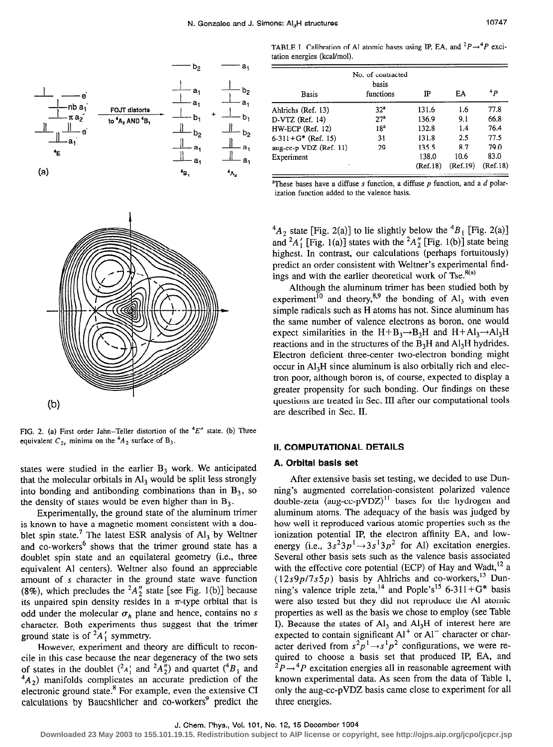FIG. 2. (a) First order Jahn–Teller distortion of the $^4E''$ state. (b) Three equivalent $C_{2v}$ minima on the $^4A_2$ surface of $B_3$.

states were studied in the earlier $B_3$ work. We anticipated that the molecular orbitals in $Al_3$ would be split less strongly into bonding and antibonding combinations than in $B_3$, so the density of states would be even higher than in $B_3$.

Experimentally, the ground state of the aluminum trimer is known to have a magnetic moment consistent with a doublet spin state.[7] The latest ESR analysis of $Al_3$ by Weltner and co-workers[6] shows that the trimer ground state has a doublet spin state and an equilateral geometry (i.e., three equivalent Al centers). Weltner also found an appreciable amount of $s$ character in the ground state wave function (8%), which precludes the $^2A_2''$ state [see Fig. 1(b)] because its unpaired spin density resides in a $\pi$-type orbital that is odd under the molecular $\sigma_h$ plane and hence, contains no $s$ character. Both experiments thus suggest that the trimer ground state is of $^2A_1'$ symmetry.

However, experiment and theory are difficult to reconcile in this case because the near degeneracy of the two sets of states in the doublet ($^2A_1'$ and $^2A_2''$) and quartet ($^4B_1$ and $^4A_2$) manifolds complicates an accurate prediction of the electronic ground state.[8] For example, even the extensive CI calculations by Bauschlicher and co-workers[9] predict the $^4A_2$ state [Fig. 2(a)] to lie slightly below the $^4B_1$ [Fig. 2(a)] and $^2A_1'$ [Fig. 1(a)] states with the $^2A_2''$ [Fig. 1(b)] state being highest. In contrast, our calculations (perhaps fortuitously) predict an order consistent with Weltner's experimental findings and with the earlier theoretical work of Tse.[8(a)]

Although the aluminum trimer has been studied both by experiment[10] and theory,[8,9] the bonding of $Al_3$ with even simple radicals such as H atoms has not. Since aluminum has the same number of valence electrons as boron, one would expect similarities in the $H+B_3 \rightarrow B_3H$ and $H+Al_3 \rightarrow Al_3H$ reactions and in the structures of the $B_3H$ and $Al_3H$ hydrides. Electron deficient three-center two-electron bonding might occur in $Al_3H$ since aluminum is also orbitally rich and electron poor, although boron is, of course, expected to display a greater propensity for such bonding. Our findings on these questions are treated in Sec. III after our computational tools are described in Sec. II.

TABLE I. Calibration of Al atomic bases using IP, EA, and $^2P \rightarrow {}^4P$ excitation energies (kcal/mol).

| Basis | No. of contracted basis functions | IP | EA | $^4P$ |
|---|---|---|---|---|
| Ahlrichs (Ref. 13) | 32[a] | 131.6 | 1.6 | 77.8 |
| D-VTZ (Ref. 14) | 27[a] | 136.9 | 9.1 | 66.8 |
| HW-ECP (Ref. 12) | 18[a] | 132.8 | 1.4 | 76.4 |
| 6-311+G* (Ref. 15) | 31 | 131.8 | 2.5 | 77.5 |
| aug-cc-p VDZ (Ref. 11) | 29 | 135.5 | 8.7 | 79.0 |
| Experiment | | 138.0 (Ref.18) | 10.6 (Ref.19) | 83.0 (Ref.18) |

[a]These bases have a diffuse $s$ function, a diffuse $p$ function, and a $d$ polarization function added to the valence basis.

## II. COMPUTATIONAL DETAILS

### A. Orbital basis set

After extensive basis set testing, we decided to use Dunning's augmented correlation-consistent polarized valence double-zeta (aug-cc-pVDZ)[11] bases for the hydrogen and aluminum atoms. The adequacy of the basis was judged by how well it reproduced various atomic properties such as the ionization potential IP, the electron affinity EA, and low-energy (i.e., $3s^23p^1 \rightarrow 3s^13p^2$ for Al) excitation energies. Several other basis sets such as the valence basis associated with the effective core potential (ECP) of Hay and Wadt,[12] a $(12s9p/7s5p)$ basis by Ahlrichs and co-workers,[13] Dunning's valence triple zeta,[14] and Pople's[15] 6-311+G* basis were also tested but they did not reproduce the Al atomic properties as well as the basis we chose to employ (see Table I). Because the states of $Al_3$ and $Al_3H$ of interest here are expected to contain significant $Al^+$ or $Al^-$ character or character derived from $s^2p^1 \rightarrow s^1p^2$ configurations, we were required to choose a basis set that produced IP, EA, and $^2P \rightarrow {}^4P$ excitation energies all in reasonable agreement with known experimental data. As seen from the data of Table I, only the aug-cc-pVDZ basis came close to experiment for all three energies.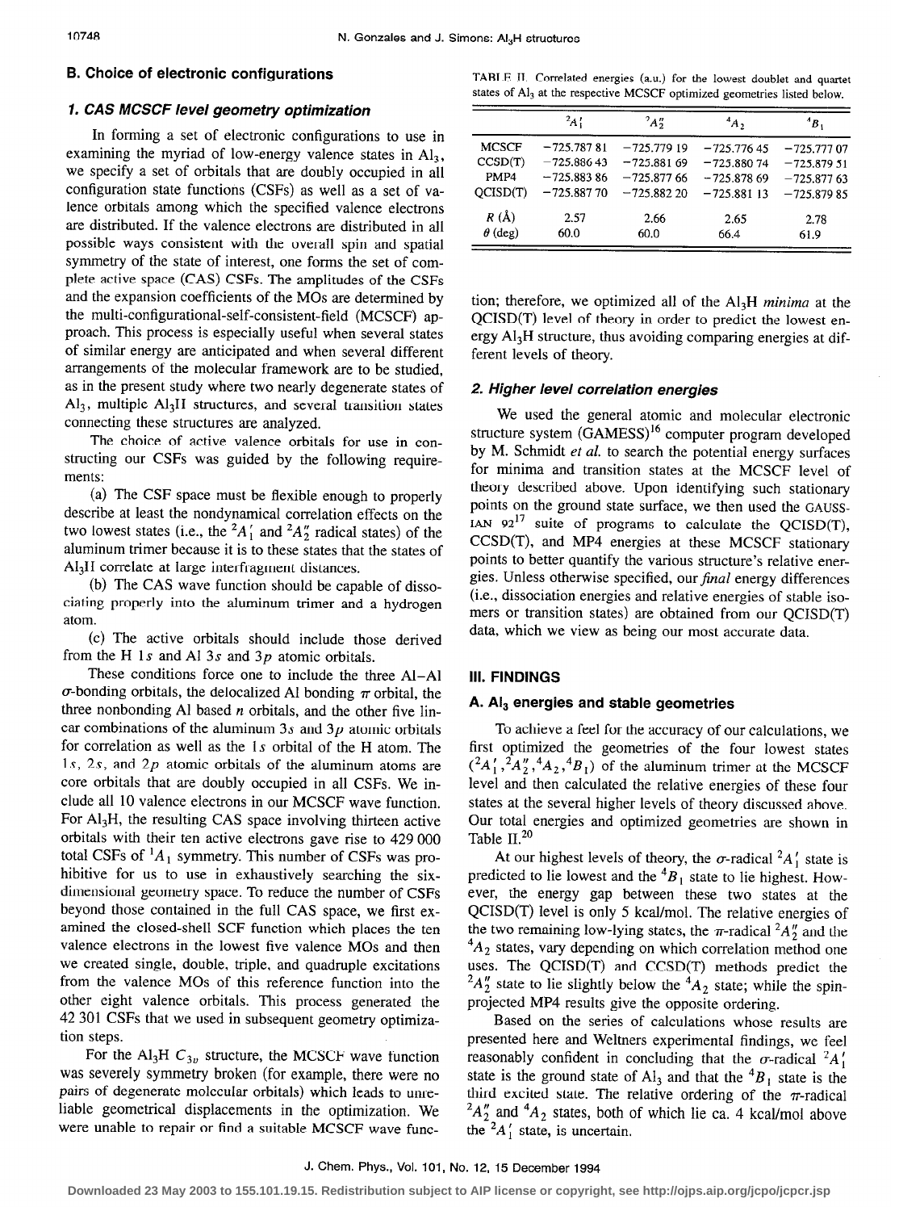### B. Choice of electronic configurations

#### 1. CAS MCSCF level geometry optimization

In forming a set of electronic configurations to use in examining the myriad of low-energy valence states in $Al_3$, we specify a set of orbitals that are doubly occupied in all configuration state functions (CSFs) as well as a set of valence orbitals among which the specified valence electrons are distributed. If the valence electrons are distributed in all possible ways consistent with the overall spin and spatial symmetry of the state of interest, one forms the set of complete active space (CAS) CSFs. The amplitudes of the CSFs and the expansion coefficients of the MOs are determined by the multi-configurational-self-consistent-field (MCSCF) approach. This process is especially useful when several states of similar energy are anticipated and when several different arrangements of the molecular framework are to be studied, as in the present study where two nearly degenerate states of $Al_3$, multiple $Al_3H$ structures, and several transition states connecting these structures are analyzed.

The choice of active valence orbitals for use in constructing our CSFs was guided by the following requirements:

(a) The CSF space must be flexible enough to properly describe at least the nondynamical correlation effects on the two lowest states (i.e., the $^2A_1'$ and $^2A_2''$ radical states) of the aluminum trimer because it is to these states that the states of $Al_3H$ correlate at large interfragment distances.

(b) The CAS wave function should be capable of dissociating properly into the aluminum trimer and a hydrogen atom.

(c) The active orbitals should include those derived from the H $1s$ and Al $3s$ and $3p$ atomic orbitals.

These conditions force one to include the three Al–Al $\sigma$-bonding orbitals, the delocalized Al bonding $\pi$ orbital, the three nonbonding Al based $n$ orbitals, and the other five linear combinations of the aluminum $3s$ and $3p$ atomic orbitals for correlation as well as the $1s$ orbital of the H atom. The $1s$, $2s$, and $2p$ atomic orbitals of the aluminum atoms are core orbitals that are doubly occupied in all CSFs. We include all 10 valence electrons in our MCSCF wave function. For $Al_3H$, the resulting CAS space involving thirteen active orbitals with their ten active electrons gave rise to 429 000 total CSFs of $^1A_1$ symmetry. This number of CSFs was prohibitive for us to use in exhaustively searching the six-dimensional geometry space. To reduce the number of CSFs beyond those contained in the full CAS space, we first examined the closed-shell SCF function which places the ten valence electrons in the lowest five valence MOs and then we created single, double, triple, and quadruple excitations from the valence MOs of this reference function into the other eight valence orbitals. This process generated the 42 301 CSFs that we used in subsequent geometry optimization steps.

For the $Al_3H$ $C_{3v}$ structure, the MCSCF wave function was severely symmetry broken (for example, there were no pairs of degenerate molecular orbitals) which leads to unreliable geometrical displacements in the optimization. We were unable to repair or find a suitable MCSCF wave function; therefore, we optimized all of the $Al_3H$ *minima* at the QCISD(T) level of theory in order to predict the lowest energy $Al_3H$ structure, thus avoiding comparing energies at different levels of theory.

TABLE II. Correlated energies (a.u.) for the lowest doublet and quartet states of $Al_3$ at the respective MCSCF optimized geometries listed below.

| | $^2A_1'$ | $^2A_2''$ | $^4A_2$ | $^4B_1$ |
|---|---|---|---|---|
| MCSCF | −725.787 81 | −725.779 19 | −725.776 45 | −725.777 07 |
| CCSD(T) | −725.886 43 | −725.881 69 | −725.880 74 | −725.879 51 |
| PMP4 | −725.883 86 | −725.877 66 | −725.878 69 | −725.877 63 |
| QCISD(T) | −725.887 70 | −725.882 20 | −725.881 13 | −725.879 85 |
| $R$ (Å) | 2.57 | 2.66 | 2.65 | 2.78 |
| $\theta$ (deg) | 60.0 | 60.0 | 66.4 | 61.9 |

#### 2. Higher level correlation energies

We used the general atomic and molecular electronic structure system (GAMESS)[16] computer program developed by M. Schmidt *et al.* to search the potential energy surfaces for minima and transition states at the MCSCF level of theory described above. Upon identifying such stationary points on the ground state surface, we then used the GAUSSIAN 92[17] suite of programs to calculate the QCISD(T), CCSD(T), and MP4 energies at these MCSCF stationary points to better quantify the various structure's relative energies. Unless otherwise specified, our *final* energy differences (i.e., dissociation energies and relative energies of stable isomers or transition states) are obtained from our QCISD(T) data, which we view as being our most accurate data.

## III. FINDINGS

### A. $Al_3$ energies and stable geometries

To achieve a feel for the accuracy of our calculations, we first optimized the geometries of the four lowest states ($^2A_1'$,$^2A_2''$,$^4A_2$,$^4B_1$) of the aluminum trimer at the MCSCF level and then calculated the relative energies of these four states at the several higher levels of theory discussed above. Our total energies and optimized geometries are shown in Table II.[20]

At our highest levels of theory, the $\sigma$-radical $^2A_1'$ state is predicted to lie lowest and the $^4B_1$ state to lie highest. However, the energy gap between these two states at the QCISD(T) level is only 5 kcal/mol. The relative energies of the two remaining low-lying states, the $\pi$-radical $^2A_2''$ and the $^4A_2$ states, vary depending on which correlation method one uses. The QCISD(T) and CCSD(T) methods predict the $^2A_2''$ state to lie slightly below the $^4A_2$ state; while the spin-projected MP4 results give the opposite ordering.

Based on the series of calculations whose results are presented here and Weltners experimental findings, we feel reasonably confident in concluding that the $\sigma$-radical $^2A_1'$ state is the ground state of $Al_3$ and that the $^4B_1$ state is the third excited state. The relative ordering of the $\pi$-radical $^2A_2''$ and $^4A_2$ states, both of which lie ca. 4 kcal/mol above the $^2A_1'$ state, is uncertain.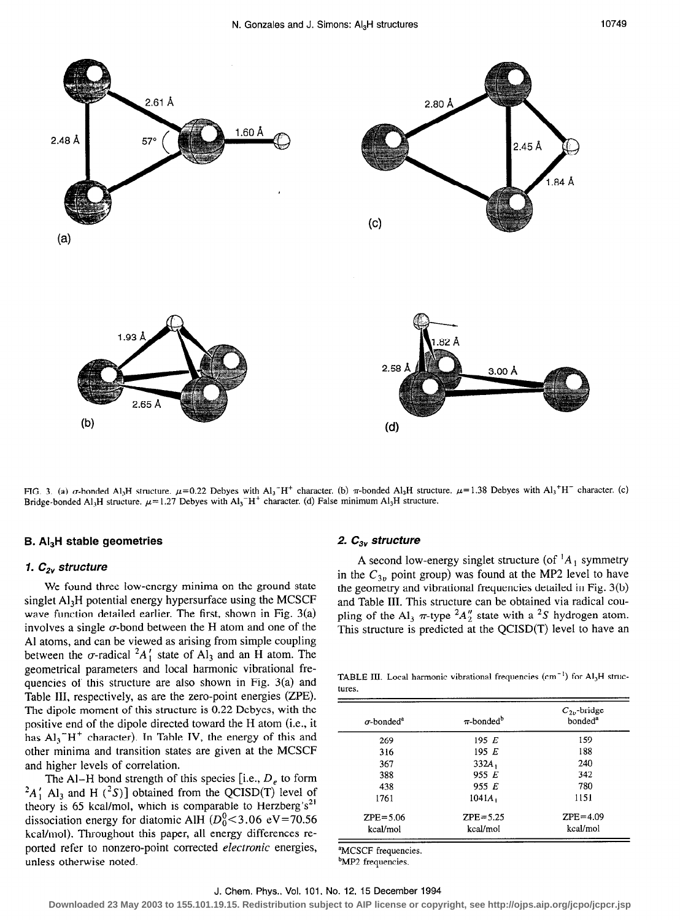FIG. 3. (a) $\sigma$-bonded $Al_3H$ structure. $\mu$=0.22 Debyes with $Al_3^-H^+$ character. (b) $\pi$-bonded $Al_3H$ structure. $\mu$=1.38 Debyes with $Al_3^+H^-$ character. (c) Bridge-bonded $Al_3H$ structure. $\mu$=1.27 Debyes with $Al_3^-H^+$ character. (d) False minimum $Al_3H$ structure.

## B. $Al_3H$ stable geometries

### 1. $C_{2v}$ structure

We found three low-energy minima on the ground state singlet $Al_3H$ potential energy hypersurface using the MCSCF wave function detailed earlier. The first, shown in Fig. 3(a) involves a single $\sigma$-bond between the H atom and one of the Al atoms, and can be viewed as arising from simple coupling between the $\sigma$-radical $^2A_1'$ state of $Al_3$ and an H atom. The geometrical parameters and local harmonic vibrational frequencies of this structure are also shown in Fig. 3(a) and Table III, respectively, as are the zero-point energies (ZPE). The dipole moment of this structure is 0.22 Debyes, with the positive end of the dipole directed toward the H atom (i.e., it has $Al_3^-H^+$ character). In Table IV, the energy of this and other minima and transition states are given at the MCSCF and higher levels of correlation.

The Al–H bond strength of this species [i.e., $D_e$ to form $^2A_1'$ $Al_3$ and H ($^2S$)] obtained from the QCISD(T) level of theory is 65 kcal/mol, which is comparable to Herzberg's[21] dissociation energy for diatomic AlH ($D_0^0$<3.06 eV=70.56 kcal/mol). Throughout this paper, all energy differences reported refer to nonzero-point corrected *electronic* energies, unless otherwise noted.

### 2. $C_{3v}$ structure

A second low-energy singlet structure (of $^1A_1$ symmetry in the $C_{3v}$ point group) was found at the MP2 level to have the geometry and vibrational frequencies detailed in Fig. 3(b) and Table III. This structure can be obtained via radical coupling of the $Al_3$ $\pi$-type $^2A_2''$ state with a $^2S$ hydrogen atom. This structure is predicted at the QCISD(T) level to have an

TABLE III. Local harmonic vibrational frequencies (cm$^{-1}$) for $Al_3H$ structures.

| $\sigma$-bonded[a] | $\pi$-bonded[b] | $C_{2v}$-bridge bonded[a] |
|---|---|---|
| 269 | 195 $E$ | 159 |
| 316 | 195 $E$ | 188 |
| 367 | 332$A_1$ | 240 |
| 388 | 955 $E$ | 342 |
| 438 | 955 $E$ | 780 |
| 1761 | 1041$A_1$ | 1151 |
| ZPE=5.06 kcal/mol | ZPE=5.25 kcal/mol | ZPE=4.09 kcal/mol |

[a]MCSCF frequencies.
[b]MP2 frequencies.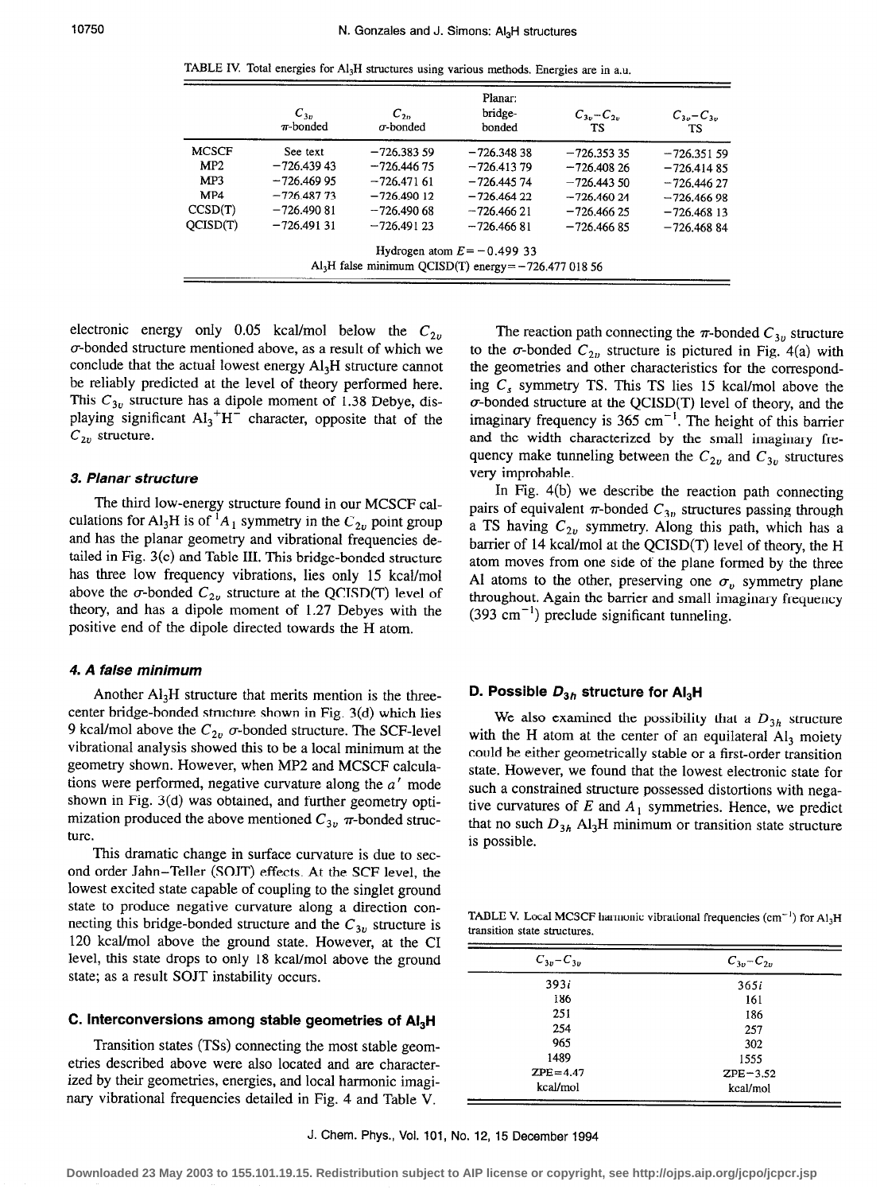TABLE IV. Total energies for $Al_3H$ structures using various methods. Energies are in a.u.

| | $C_{3v}$ $\pi$-bonded | $C_{2v}$ $\sigma$-bonded | Planar: bridge-bonded | $C_{3v}-C_{2v}$ TS | $C_{3v}-C_{3v}$ TS |
|---|---|---|---|---|---|
| MCSCF | See text | −726.383 59 | −726.348 38 | −726.353 35 | −726.351 59 |
| MP2 | −726.439 43 | −726.446 75 | −726.413 79 | −726.408 26 | −726.414 85 |
| MP3 | −726.469 95 | −726.471 61 | −726.445 74 | −726.443 50 | −726.446 27 |
| MP4 | −726.487 73 | −726.490 12 | −726.464 22 | −726.460 24 | −726.466 98 |
| CCSD(T) | −726.490 81 | −726.490 68 | −726.466 21 | −726.466 25 | −726.468 13 |
| QCISD(T) | −726.491 31 | −726.491 23 | −726.466 81 | −726.466 85 | −726.468 84 |

Hydrogen atom $E = -0.499\ 33$

$Al_3H$ false minimum QCISD(T) energy = −726.477 018 56

electronic energy only 0.05 kcal/mol below the $C_{2v}$ $\sigma$-bonded structure mentioned above, as a result of which we conclude that the actual lowest energy $Al_3H$ structure cannot be reliably predicted at the level of theory performed here. This $C_{3v}$ structure has a dipole moment of 1.38 Debye, displaying significant $Al_3^+H^-$ character, opposite that of the $C_{2v}$ structure.

### 3. Planar structure

The third low-energy structure found in our MCSCF calculations for $Al_3H$ is of $^1A_1$ symmetry in the $C_{2v}$ point group and has the planar geometry and vibrational frequencies detailed in Fig. 3(c) and Table III. This bridge-bonded structure has three low frequency vibrations, lies only 15 kcal/mol above the $\sigma$-bonded $C_{2v}$ structure at the QCISD(T) level of theory, and has a dipole moment of 1.27 Debyes with the positive end of the dipole directed towards the H atom.

### 4. A false minimum

Another $Al_3H$ structure that merits mention is the three-center bridge-bonded structure shown in Fig. 3(d) which lies 9 kcal/mol above the $C_{2v}$ $\sigma$-bonded structure. The SCF-level vibrational analysis showed this to be a local minimum at the geometry shown. However, when MP2 and MCSCF calculations were performed, negative curvature along the $a'$ mode shown in Fig. 3(d) was obtained, and further geometry optimization produced the above mentioned $C_{3v}$ $\pi$-bonded structure.

This dramatic change in surface curvature is due to second order Jahn–Teller (SOJT) effects. At the SCF level, the lowest excited state capable of coupling to the singlet ground state to produce negative curvature along a direction connecting this bridge-bonded structure and the $C_{3v}$ structure is 120 kcal/mol above the ground state. However, at the CI level, this state drops to only 18 kcal/mol above the ground state; as a result SOJT instability occurs.

## C. Interconversions among stable geometries of $Al_3H$

Transition states (TSs) connecting the most stable geometries described above were also located and are characterized by their geometries, energies, and local harmonic imaginary vibrational frequencies detailed in Fig. 4 and Table V.

The reaction path connecting the $\pi$-bonded $C_{3v}$ structure to the $\sigma$-bonded $C_{2v}$ structure is pictured in Fig. 4(a) with the geometries and other characteristics for the corresponding $C_s$ symmetry TS. This TS lies 15 kcal/mol above the $\sigma$-bonded structure at the QCISD(T) level of theory, and the imaginary frequency is 365 cm$^{-1}$. The height of this barrier and the width characterized by the small imaginary frequency make tunneling between the $C_{2v}$ and $C_{3v}$ structures very improbable.

In Fig. 4(b) we describe the reaction path connecting pairs of equivalent $\pi$-bonded $C_{3v}$ structures passing through a TS having $C_{2v}$ symmetry. Along this path, which has a barrier of 14 kcal/mol at the QCISD(T) level of theory, the H atom moves from one side of the plane formed by the three Al atoms to the other, preserving one $\sigma_v$ symmetry plane throughout. Again the barrier and small imaginary frequency (393 cm$^{-1}$) preclude significant tunneling.

## D. Possible $D_{3h}$ structure for $Al_3H$

We also examined the possibility that a $D_{3h}$ structure with the H atom at the center of an equilateral $Al_3$ moiety could be either geometrically stable or a first-order transition state. However, we found that the lowest electronic state for such a constrained structure possessed distortions with negative curvatures of $E$ and $A_1$ symmetries. Hence, we predict that no such $D_{3h}$ $Al_3H$ minimum or transition state structure is possible.

TABLE V. Local MCSCF harmonic vibrational frequencies (cm$^{-1}$) for $Al_3H$ transition state structures.

| $C_{3v}-C_{3v}$ | $C_{3v}-C_{2v}$ |
|---|---|
| 393$i$ | 365$i$ |
| 186 | 161 |
| 251 | 186 |
| 254 | 257 |
| 965 | 302 |
| 1489 | 1555 |
| ZPE=4.47 kcal/mol | ZPE=3.52 kcal/mol |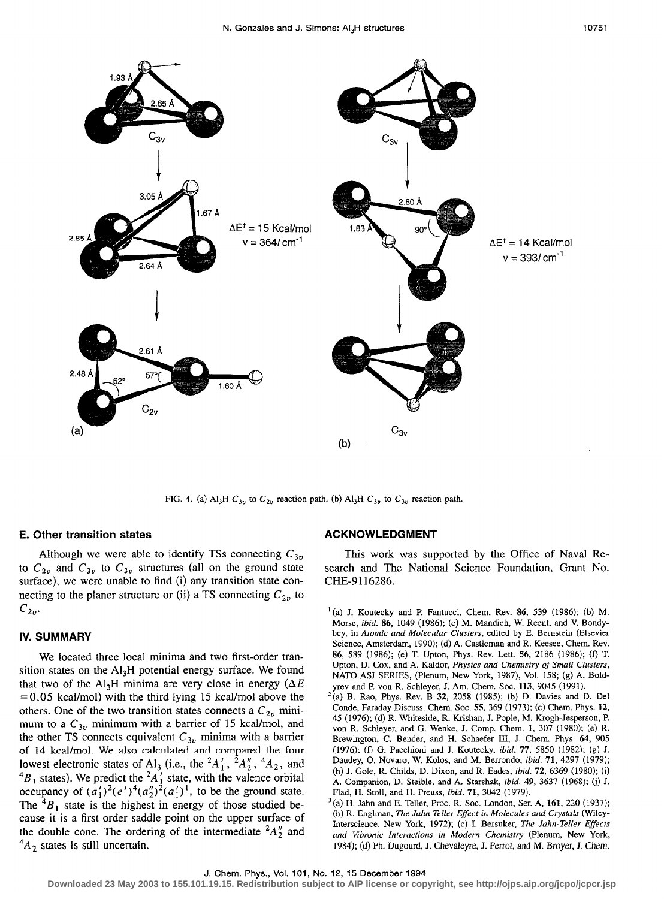FIG. 4. (a) $Al_3H$ $C_{3v}$ to $C_{2v}$ reaction path. (b) $Al_3H$ $C_{3v}$ to $C_{3v}$ reaction path.

### E. Other transition states

Although we were able to identify TSs connecting $C_{3v}$ to $C_{2v}$ and $C_{3v}$ to $C_{3v}$ structures (all on the ground state surface), we were unable to find (i) any transition state connecting to the planer structure or (ii) a TS connecting $C_{2v}$ to $C_{2v}$.

## IV. SUMMARY

We located three local minima and two first-order transition states on the $Al_3H$ potential energy surface. We found that two of the $Al_3H$ minima are very close in energy ($\Delta E = 0.05$ kcal/mol) with the third lying 15 kcal/mol above the others. One of the two transition states connects a $C_{2v}$ minimum to a $C_{3v}$ minimum with a barrier of 15 kcal/mol, and the other TS connects equivalent $C_{3v}$ minima with a barrier of 14 kcal/mol. We also calculated and compared the four lowest electronic states of $Al_3$ (i.e., the $^2A_1'$, $^2A_2''$, $^4A_2$, and $^4B_1$ states). We predict the $^2A_1'$ state, with the valence orbital occupancy of $(a_1')^2(e')^4(a_2'')^2(a_1')^1$, to be the ground state. The $^4B_1$ state is the highest in energy of those studied because it is a first order saddle point on the upper surface of the double cone. The ordering of the intermediate $^2A_2''$ and $^4A_2$ states is still uncertain.

## ACKNOWLEDGMENT

This work was supported by the Office of Naval Research and The National Science Foundation, Grant No. CHE-9116286.

[1] (a) J. Koutecky and P. Fantucci, Chem. Rev. **86**, 539 (1986); (b) M. Morse, *ibid.* **86**, 1049 (1986); (c) M. Mandich, W. Reent, and V. Bondybey, in *Atomic and Molecular Clusters*, edited by E. Bernstein (Elsevier Science, Amsterdam, 1990); (d) A. Castleman and R. Keesee, Chem. Rev. **86**, 589 (1986); (e) T. Upton, Phys. Rev. Lett. **56**, 2186 (1986); (f) T. Upton, D. Cox, and A. Kaldor, *Physics and Chemistry of Small Clusters*, NATO ASI SERIES, (Plenum, New York, 1987), Vol. 158; (g) A. Boldyrev and P. von R. Schleyer, J. Am. Chem. Soc. **113**, 9045 (1991).

[2] (a) B. Rao, Phys. Rev. B **32**, 2058 (1985); (b) D. Davies and D. Del Conde, Faraday Discuss. Chem. Soc. **55**, 369 (1973); (c) Chem. Phys. **12**, 45 (1976); (d) R. Whiteside, R. Krishan, J. Pople, M. Krogh-Jesperson, P. von R. Schleyer, and G. Wenke, J. Comp. Chem. **1**, 307 (1980); (e) R. Brewington, C. Bender, and H. Schaefer III, J. Chem. Phys. **64**, 905 (1976); (f) G. Pacchioni and J. Koutecky, *ibid.* **77**, 5850 (1982); (g) J. Daudey, O. Novaro, W. Kolos, and M. Berrondo, *ibid.* **71**, 4297 (1979); (h) J. Gole, R. Childs, D. Dixon, and R. Eades, *ibid.* **72**, 6369 (1980); (i) A. Companion, D. Steible, and A. Starshak, *ibid.* **49**, 3637 (1968); (j) J. Flad, H. Stoll, and H. Preuss, *ibid.* **71**, 3042 (1979).

[3] (a) H. Jahn and E. Teller, Proc. R. Soc. London, Ser. A, **161**, 220 (1937); (b) R. Englman, *The Jahn Teller Effect in Molecules and Crystals* (Wiley-Interscience, New York, 1972); (c) I. Bersuker, *The Jahn-Teller Effects and Vibronic Interactions in Modern Chemistry* (Plenum, New York, 1984); (d) Ph. Dugourd, J. Chevaleyre, J. Perrot, and M. Broyer, J. Chem.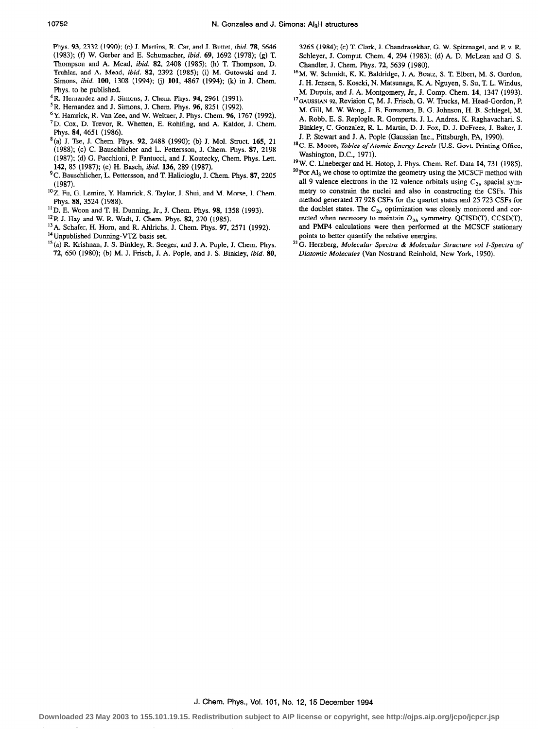Phys. **93**, 2332 (1990); (e) J. Martins, R. Car, and J. Buttet, *ibid.* **78**, 5646 (1983); (f) W. Gerber and E. Schumacher, *ibid.* **69**, 1692 (1978); (g) T. Thompson and A. Mead, *ibid.* **82**, 2408 (1985); (h) T. Thompson, D. Truhlar, and A. Mead, *ibid.* **82**, 2392 (1985); (i) M. Gutowski and J. Simons, *ibid.* **100**, 1308 (1994); (j) **101**, 4867 (1994); (k) in J. Chem. Phys. to be published.

[4] R. Hernandez and J. Simons, J. Chem. Phys. **94**, 2961 (1991).

[5] R. Hernandez and J. Simons, J. Chem. Phys. **96**, 8251 (1992).

[6] Y. Hamrick, R. Van Zee, and W. Weltner, J. Phys. Chem. **96**, 1767 (1992).

[7] D. Cox, D. Trevor, R. Whetten, E. Rohlfing, and A. Kaldor, J. Chem. Phys. **84**, 4651 (1986).

[8] (a) J. Tse, J. Chem. Phys. **92**, 2488 (1990); (b) J. Mol. Struct. **165**, 21 (1988); (c) C. Bauschlicher and L. Pettersson, J. Chem. Phys. **87**, 2198 (1987); (d) G. Pacchioni, P. Fantucci, and J. Koutecky, Chem. Phys. Lett. **142**, 85 (1987); (e) H. Basch, *ibid.* **136**, 289 (1987).

[9] C. Bauschlicher, L. Pettersson, and T. Halicioglu, J. Chem. Phys. **87**, 2205 (1987).

[10] Z. Fu, G. Lemire, Y. Hamrick, S. Taylor, J. Shui, and M. Morse, J. Chem. Phys. **88**, 3524 (1988).

[11] D. E. Woon and T. H. Dunning, Jr., J. Chem. Phys. **98**, 1358 (1993).

[12] P. J. Hay and W. R. Wadt, J. Chem. Phys. **82**, 270 (1985).

[13] A. Schafer, H. Horn, and R. Ahlrichs, J. Chem. Phys. **97**, 2571 (1992).

[14] Unpublished Dunning-VTZ basis set.

[15] (a) R. Krishnan, J. S. Binkley, R. Seeger, and J. A. Pople, J. Chem. Phys. **72**, 650 (1980); (b) M. J. Frisch, J. A. Pople, and J. S. Binkley, *ibid.* **80**, 3265 (1984); (c) T. Clark, J. Chandrasekhar, G. W. Spitznagel, and P. v. R. Schleyer, J. Comput. Chem. **4**, 294 (1983); (d) A. D. McLean and G. S. Chandler, J. Chem. Phys. **72**, 5639 (1980).

[16] M. W. Schmidt, K. K. Baldridge, J. A. Boatz, S. T. Elbert, M. S. Gordon, J. H. Jensen, S. Koseki, N. Matsunaga, K. A. Nguyen, S. Su, T. L. Windus, M. Dupuis, and J. A. Montgomery, Jr., J. Comp. Chem. **14**, 1347 (1993).

[17] GAUSSIAN 92, Revision C, M. J. Frisch, G. W. Trucks, M. Head-Gordon, P. M. Gill, M. W. Wong, J. B. Foresman, B. G. Johnson, H. B. Schlegel, M. A. Robb, E. S. Replogle, R. Gomperts, J. L. Andres, K. Raghavachari, S. Binkley, C. Gonzalez, R. L. Martin, D. J. Fox, D. J. DeFrees, J. Baker, J. J. P. Stewart and J. A. Pople (Gaussian Inc., Pittsburgh, PA, 1990).

[18] C. E. Moore, *Tables of Atomic Energy Levels* (U.S. Govt. Printing Office, Washington, D.C., 1971).

[19] W. C. Lineberger and H. Hotop, J. Phys. Chem. Ref. Data **14**, 731 (1985).

[20] For $Al_3$ we chose to optimize the geometry using the MCSCF method with all 9 valence electrons in the 12 valence orbitals using $C_{2v}$ spacial symmetry to constrain the nuclei and also in constructing the CSFs. This method generated 37 928 CSFs for the quartet states and 25 723 CSFs for the doublet states. The $C_{2v}$ optimization was closely monitored and corrected when necessary to maintain $D_{3h}$ symmetry. QCISD(T), CCSD(T), and PMP4 calculations were then performed at the MCSCF stationary points to better quantify the relative energies.

[21] G. Herzberg, *Molecular Spectra & Molecular Structure vol I-Spectra of Diatomic Molecules* (Van Nostrand Reinhold, New York, 1950).